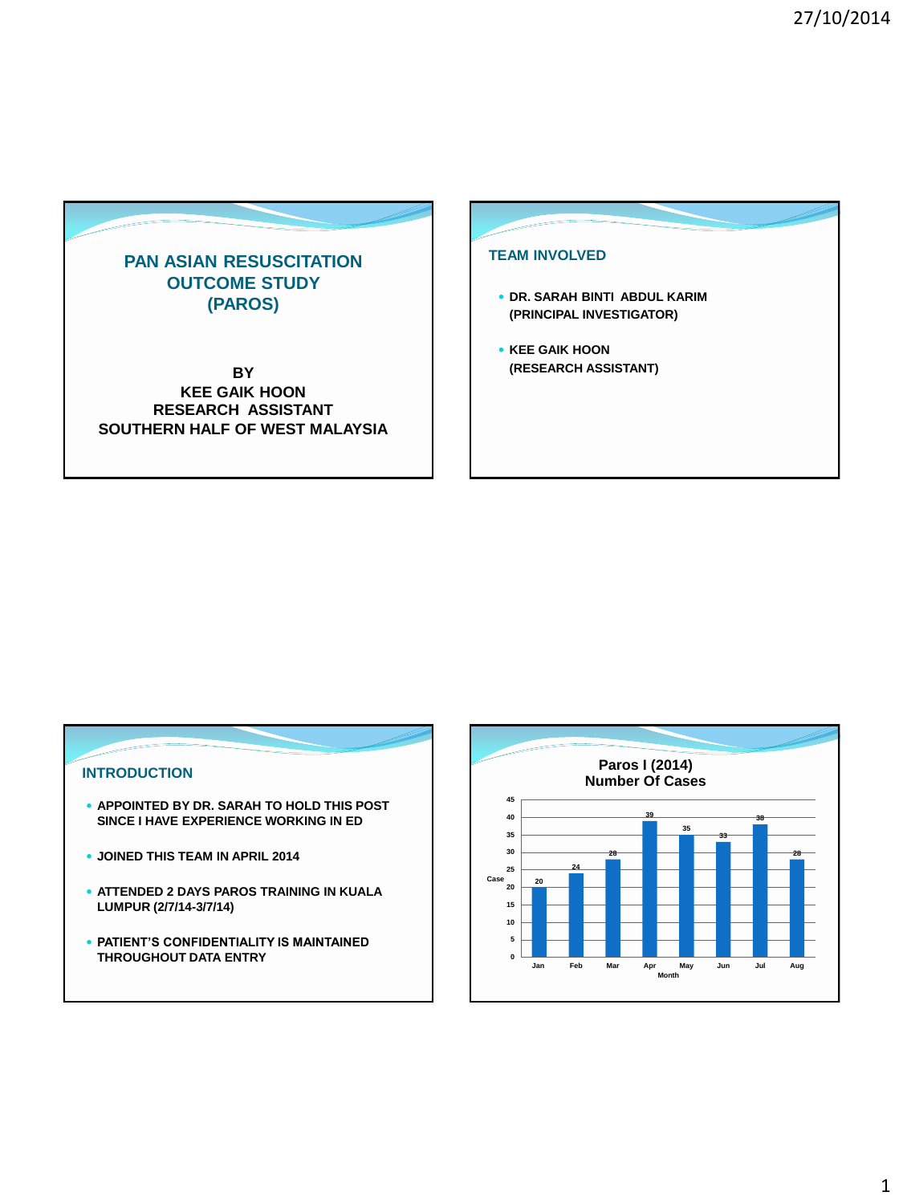# PAN ASIAN RESUSCITATION OUTCOME STUDY (PAROS)

**BY**
**KEE GAIK HOON**
**RESEARCH ASSISTANT**
**SOUTHERN HALF OF WEST MALAYSIA**

## TEAM INVOLVED

- **DR. SARAH BINTI ABDUL KARIM (PRINCIPAL INVESTIGATOR)**
- **KEE GAIK HOON (RESEARCH ASSISTANT)**

## INTRODUCTION

- **APPOINTED BY DR. SARAH TO HOLD THIS POST SINCE I HAVE EXPERIENCE WORKING IN ED**
- **JOINED THIS TEAM IN APRIL 2014**
- **ATTENDED 2 DAYS PAROS TRAINING IN KUALA LUMPUR (2/7/14-3/7/14)**
- **PATIENT'S CONFIDENTIALITY IS MAINTAINED THROUGHOUT DATA ENTRY**

## Paros I (2014) Number Of Cases

| Month | Case |
|---|---|
| Jan | 20 |
| Feb | 24 |
| Mar | 28 |
| Apr | 39 |
| May | 35 |
| Jun | 33 |
| Jul | 38 |
| Aug | 28 |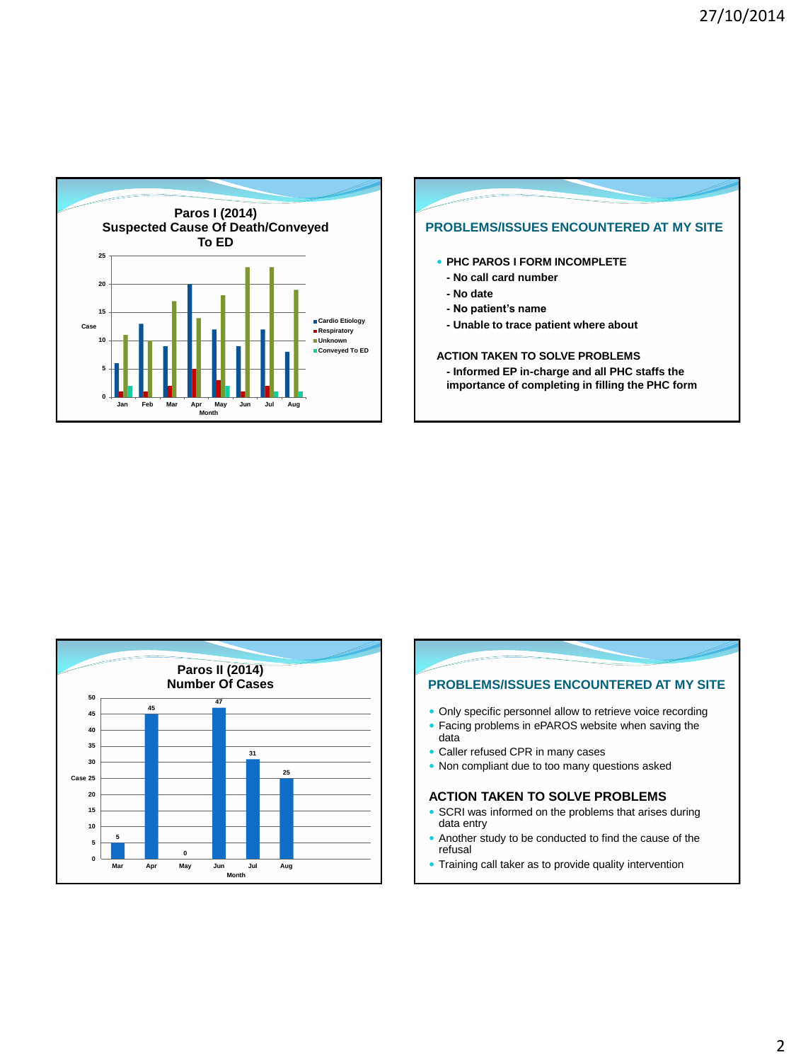## Paros I (2014) Suspected Cause Of Death/Conveyed To ED

| Month | Cardio Etiology | Respiratory | Unknown | Conveyed To ED |
|---|---|---|---|---|
| Jan | 6 | 1 | 11 | 2 |
| Feb | 13 | 1 | 10 | |
| Mar | 9 | 2 | 17 | |
| Apr | 20 | 5 | 14 | |
| May | 12 | 3 | 18 | 2 |
| Jun | 9 | 1 | 23 | |
| Jul | 12 | 2 | 23 | 1 |
| Aug | 8 | | 19 | 1 |

## PROBLEMS/ISSUES ENCOUNTERED AT MY SITE

- **PHC PAROS I FORM INCOMPLETE**
  - **- No call card number**
  - **- No date**
  - **- No patient's name**
  - **- Unable to trace patient where about**

**ACTION TAKEN TO SOLVE PROBLEMS**

- **- Informed EP in-charge and all PHC staffs the importance of completing in filling the PHC form**

## Paros II (2014) Number Of Cases

| Month | Case |
|---|---|
| Mar | 5 |
| Apr | 45 |
| May | 0 |
| Jun | 47 |
| Jul | 31 |
| Aug | 25 |

## PROBLEMS/ISSUES ENCOUNTERED AT MY SITE

- Only specific personnel allow to retrieve voice recording
- Facing problems in ePAROS website when saving the data
- Caller refused CPR in many cases
- Non compliant due to too many questions asked

### ACTION TAKEN TO SOLVE PROBLEMS

- SCRI was informed on the problems that arises during data entry
- Another study to be conducted to find the cause of the refusal
- Training call taker as to provide quality intervention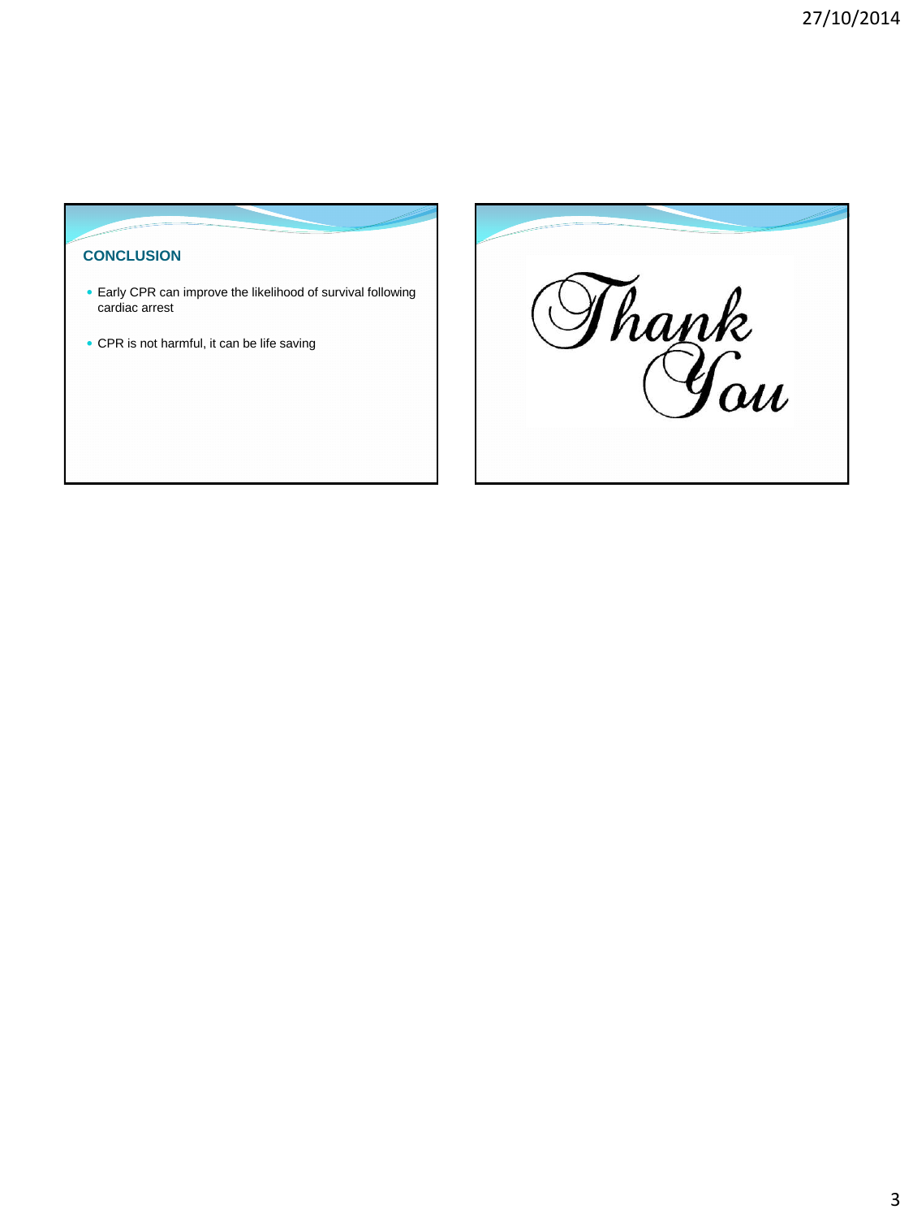## CONCLUSION

- Early CPR can improve the likelihood of survival following cardiac arrest
- CPR is not harmful, it can be life saving

Thank You